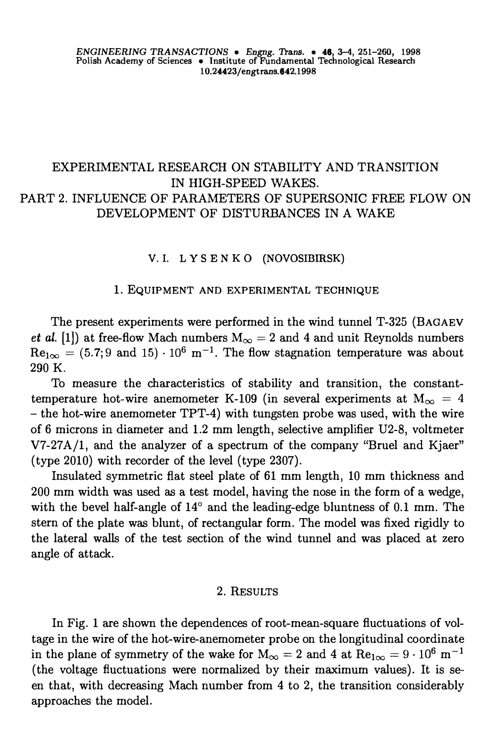# EXPERIMENTAL RESEARCH ON STABILITY AND TRANSITION IN HIGH-SPEED WAKES. PART 2. INFLUENCE OF PARAMETERS OF SUPERSONIC FREE FLOW ON DEVELOPMENT OF DISTURBANCES IN A WAKE

V. I. LYSENKO (NOVOSIBIRSK)

## 1. Equipment and experimental technique

The present experiments were performed in the wind tunnel T-325 (Bagaev *et al.* [1]) at free-flow Mach numbers $M_\infty = 2$ and 4 and unit Reynolds numbers $Re_{1\infty} = (5.7; 9 \text{ and } 15) \cdot 10^6 \text{ m}^{-1}$. The flow stagnation temperature was about 290 K.

To measure the characteristics of stability and transition, the constant-temperature hot-wire anemometer K-109 (in several experiments at $M_\infty = 4$ – the hot-wire anemometer TPT-4) with tungsten probe was used, with the wire of 6 microns in diameter and 1.2 mm length, selective amplifier U2-8, voltmeter V7-27A/1, and the analyzer of a spectrum of the company "Bruel and Kjaer" (type 2010) with recorder of the level (type 2307).

Insulated symmetric flat steel plate of 61 mm length, 10 mm thickness and 200 mm width was used as a test model, having the nose in the form of a wedge, with the bevel half-angle of 14° and the leading-edge bluntness of 0.1 mm. The stern of the plate was blunt, of rectangular form. The model was fixed rigidly to the lateral walls of the test section of the wind tunnel and was placed at zero angle of attack.

## 2. Results

In Fig. 1 are shown the dependences of root-mean-square fluctuations of voltage in the wire of the hot-wire-anemometer probe on the longitudinal coordinate in the plane of symmetry of the wake for $M_\infty = 2$ and 4 at $Re_{1\infty} = 9 \cdot 10^6 \text{ m}^{-1}$ (the voltage fluctuations were normalized by their maximum values). It is seen that, with decreasing Mach number from 4 to 2, the transition considerably approaches the model.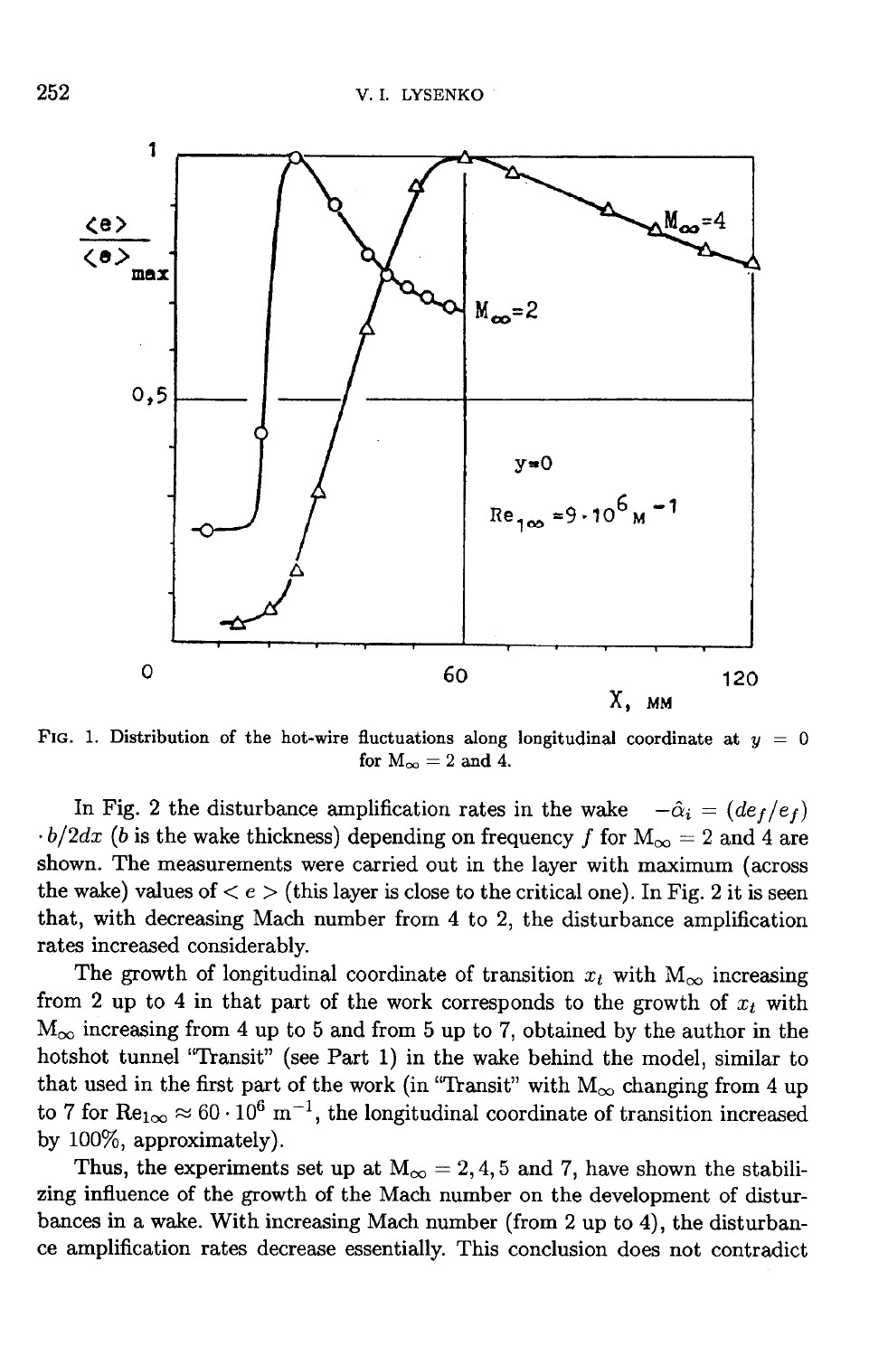FIG. 1. Distribution of the hot-wire fluctuations along longitudinal coordinate at $y = 0$ for $M_\infty = 2$ and 4.

In Fig. 2 the disturbance amplification rates in the wake $-\hat{\alpha}_i = (de_f/e_f) \cdot b/2dx$ ($b$ is the wake thickness) depending on frequency $f$ for $M_\infty = 2$ and 4 are shown. The measurements were carried out in the layer with maximum (across the wake) values of $< e >$ (this layer is close to the critical one). In Fig. 2 it is seen that, with decreasing Mach number from 4 to 2, the disturbance amplification rates increased considerably.

The growth of longitudinal coordinate of transition $x_t$ with $M_\infty$ increasing from 2 up to 4 in that part of the work corresponds to the growth of $x_t$ with $M_\infty$ increasing from 4 up to 5 and from 5 up to 7, obtained by the author in the hotshot tunnel "Transit" (see Part 1) in the wake behind the model, similar to that used in the first part of the work (in "Transit" with $M_\infty$ changing from 4 up to 7 for $Re_{1\infty} \approx 60 \cdot 10^6$ m$^{-1}$, the longitudinal coordinate of transition increased by 100%, approximately).

Thus, the experiments set up at $M_\infty = 2, 4, 5$ and 7, have shown the stabilizing influence of the growth of the Mach number on the development of disturbances in a wake. With increasing Mach number (from 2 up to 4), the disturbance amplification rates decrease essentially. This conclusion does not contradict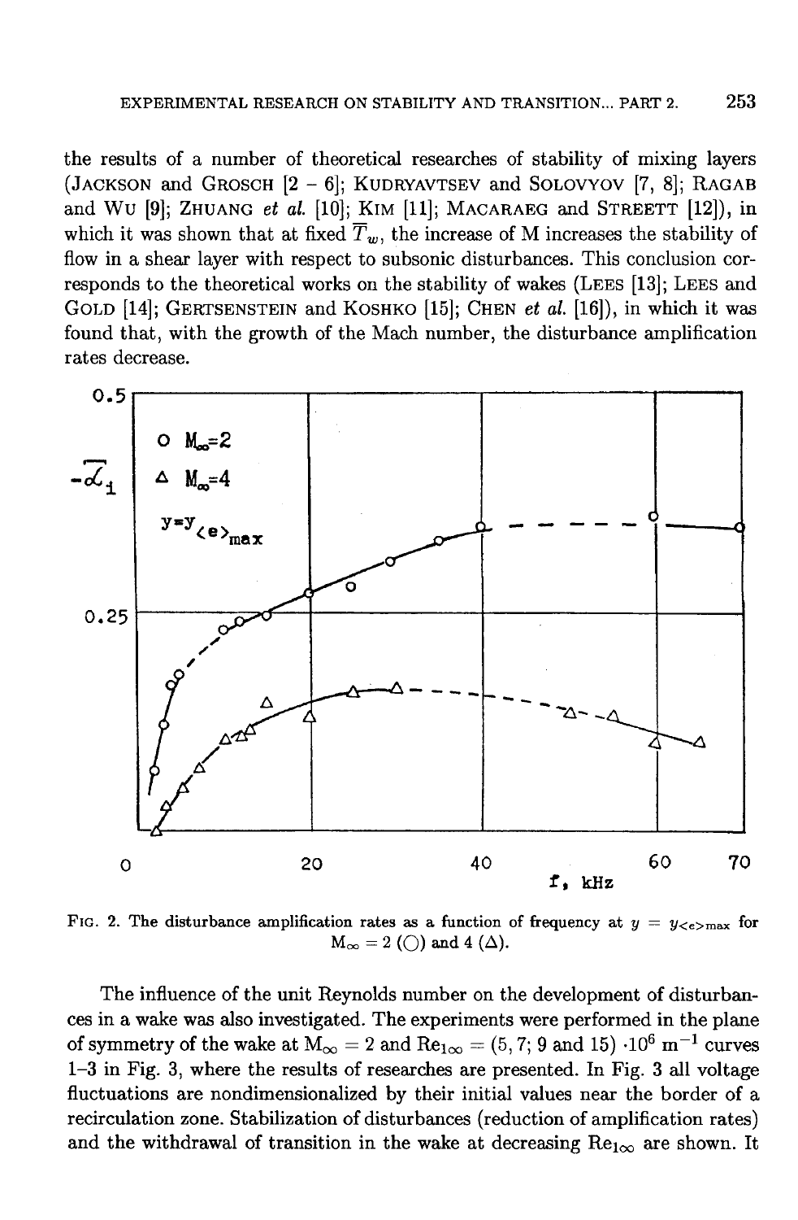the results of a number of theoretical researches of stability of mixing layers (JACKSON and GROSCH [2 – 6]; KUDRYAVTSEV and SOLOVYOV [7, 8]; RAGAB and WU [9]; ZHUANG *et al.* [10]; KIM [11]; MACARAEG and STREETT [12]), in which it was shown that at fixed $\overline{T}_w$, the increase of M increases the stability of flow in a shear layer with respect to subsonic disturbances. This conclusion corresponds to the theoretical works on the stability of wakes (LEES [13]; LEES and GOLD [14]; GERTSENSTEIN and KOSHKO [15]; CHEN *et al.* [16]), in which it was found that, with the growth of the Mach number, the disturbance amplification rates decrease.

FIG. 2. The disturbance amplification rates as a function of frequency at $y = y_{<e>\max}$ for $M_\infty = 2$ (○) and 4 (△).

The influence of the unit Reynolds number on the development of disturbances in a wake was also investigated. The experiments were performed in the plane of symmetry of the wake at $M_\infty = 2$ and $Re_{1\infty} = (5, 7; 9 \text{ and } 15) \cdot 10^6 \text{ m}^{-1}$ curves 1–3 in Fig. 3, where the results of researches are presented. In Fig. 3 all voltage fluctuations are nondimensionalized by their initial values near the border of a recirculation zone. Stabilization of disturbances (reduction of amplification rates) and the withdrawal of transition in the wake at decreasing $Re_{1\infty}$ are shown. It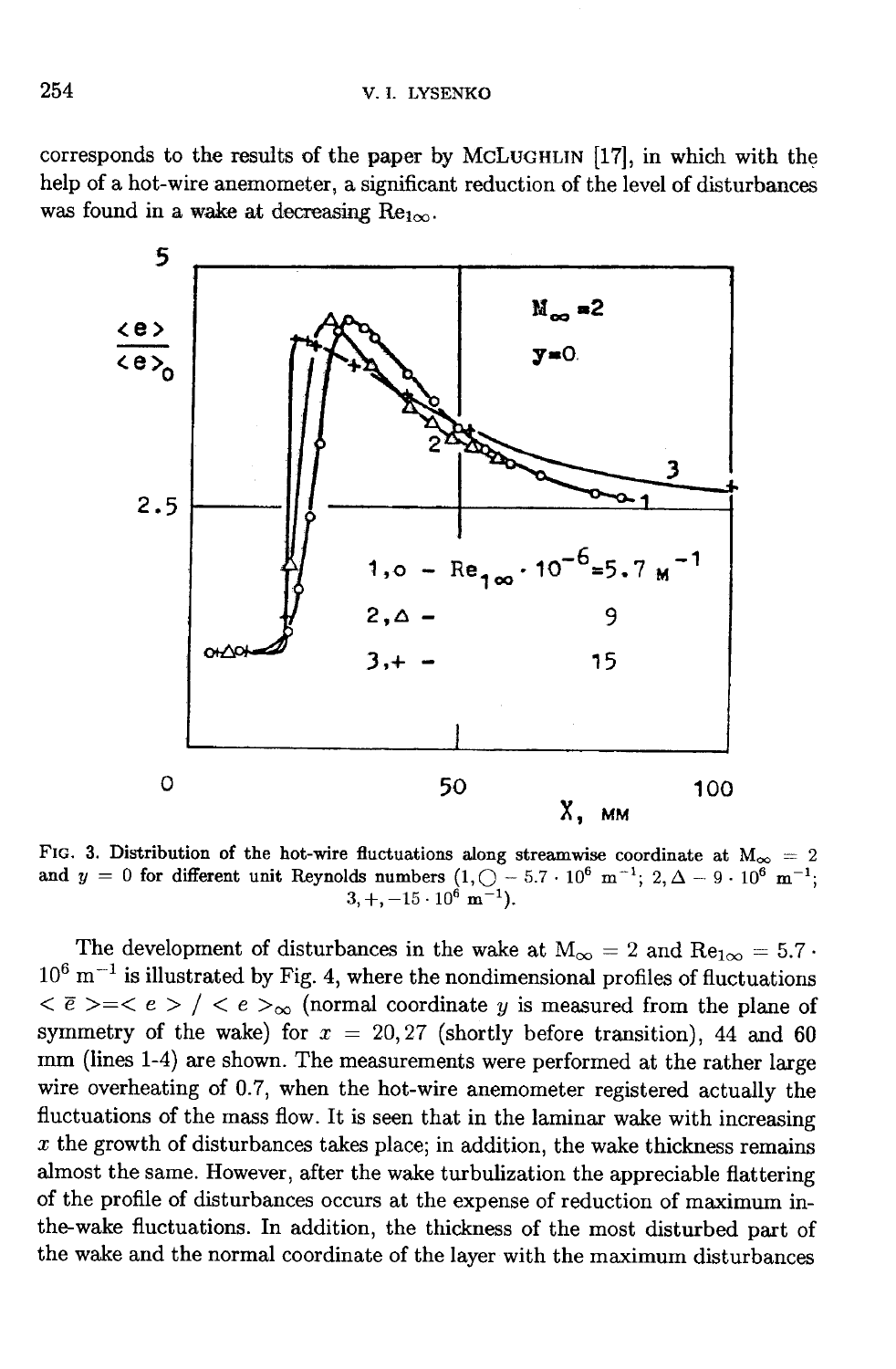corresponds to the results of the paper by McLughlin [17], in which with the help of a hot-wire anemometer, a significant reduction of the level of disturbances was found in a wake at decreasing $\mathrm{Re}_{1\infty}$.

Fig. 3. Distribution of the hot-wire fluctuations along streamwise coordinate at $M_\infty = 2$ and $y = 0$ for different unit Reynolds numbers (1, ○ – $5.7 \cdot 10^6$ m$^{-1}$; 2, △ – $9 \cdot 10^6$ m$^{-1}$; 3, + , –$15 \cdot 10^6$ m$^{-1}$).

The development of disturbances in the wake at $M_\infty = 2$ and $\mathrm{Re}_{1\infty} = 5.7 \cdot 10^6$ m$^{-1}$ is illustrated by Fig. 4, where the nondimensional profiles of fluctuations $<\bar{e}> = <e> / <e>_\infty$ (normal coordinate $y$ is measured from the plane of symmetry of the wake) for $x$ = 20, 27 (shortly before transition), 44 and 60 mm (lines 1-4) are shown. The measurements were performed at the rather large wire overheating of 0.7, when the hot-wire anemometer registered actually the fluctuations of the mass flow. It is seen that in the laminar wake with increasing $x$ the growth of disturbances takes place; in addition, the wake thickness remains almost the same. However, after the wake turbulization the appreciable flattering of the profile of disturbances occurs at the expense of reduction of maximum in-the-wake fluctuations. In addition, the thickness of the most disturbed part of the wake and the normal coordinate of the layer with the maximum disturbances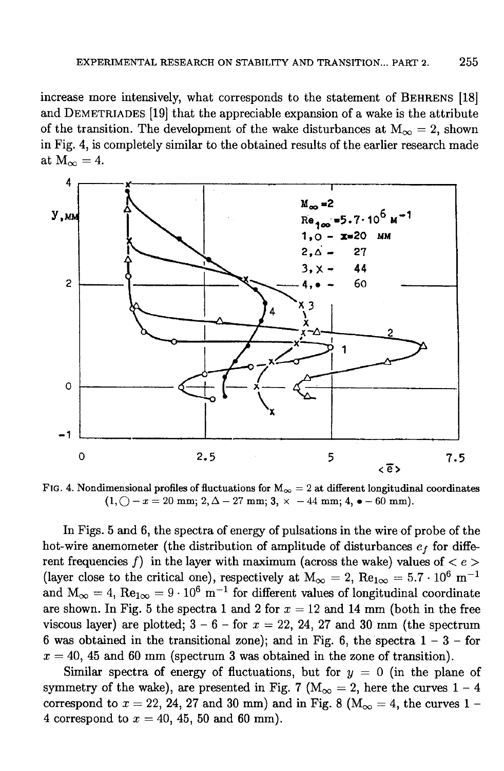increase more intensively, what corresponds to the statement of BEHRENS [18] and DEMETRIADES [19] that the appreciable expansion of a wake is the attribute of the transition. The development of the wake disturbances at $M_\infty = 2$, shown in Fig. 4, is completely similar to the obtained results of the earlier research made at $M_\infty = 4$.

FIG. 4. Nondimensional profiles of fluctuations for $M_\infty = 2$ at different longitudinal coordinates (1, ○ – $x = 20$ mm; 2, △ – 27 mm; 3, × – 44 mm; 4, • – 60 mm).

In Figs. 5 and 6, the spectra of energy of pulsations in the wire of probe of the hot-wire anemometer (the distribution of amplitude of disturbances $e_f$ for different frequencies $f$) in the layer with maximum (across the wake) values of $< e >$ (layer close to the critical one), respectively at $M_\infty = 2$, $\mathrm{Re}_{1\infty} = 5.7 \cdot 10^6$ m$^{-1}$ and $M_\infty = 4$, $\mathrm{Re}_{1\infty} = 9 \cdot 10^6$ m$^{-1}$ for different values of longitudinal coordinate are shown. In Fig. 5 the spectra 1 and 2 for $x = 12$ and 14 mm (both in the free viscous layer) are plotted; 3 – 6 – for $x = 22$, 24, 27 and 30 mm (the spectrum 6 was obtained in the transitional zone); and in Fig. 6, the spectra 1 – 3 – for $x = 40$, 45 and 60 mm (spectrum 3 was obtained in the zone of transition).

Similar spectra of energy of fluctuations, but for $y = 0$ (in the plane of symmetry of the wake), are presented in Fig. 7 ($M_\infty = 2$, here the curves 1 – 4 correspond to $x = 22$, 24, 27 and 30 mm) and in Fig. 8 ($M_\infty = 4$, the curves 1 – 4 correspond to $x = 40$, 45, 50 and 60 mm).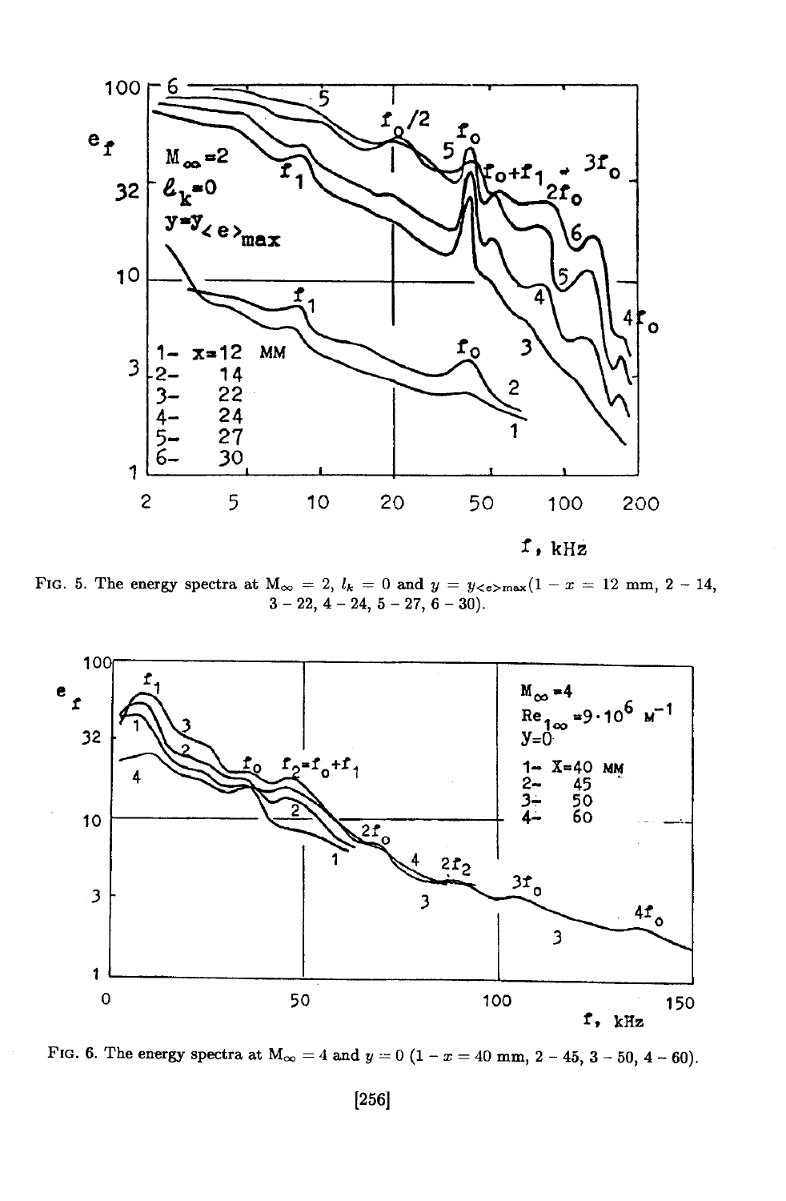FIG. 5. The energy spectra at $M_\infty = 2$, $l_k = 0$ and $y = y_{<e>\max}$ (1 – $x$ = 12 mm, 2 – 14, 3 – 22, 4 – 24, 5 – 27, 6 – 30).

FIG. 6. The energy spectra at $M_\infty = 4$ and $y = 0$ (1 – $x$ = 40 mm, 2 – 45, 3 – 50, 4 – 60).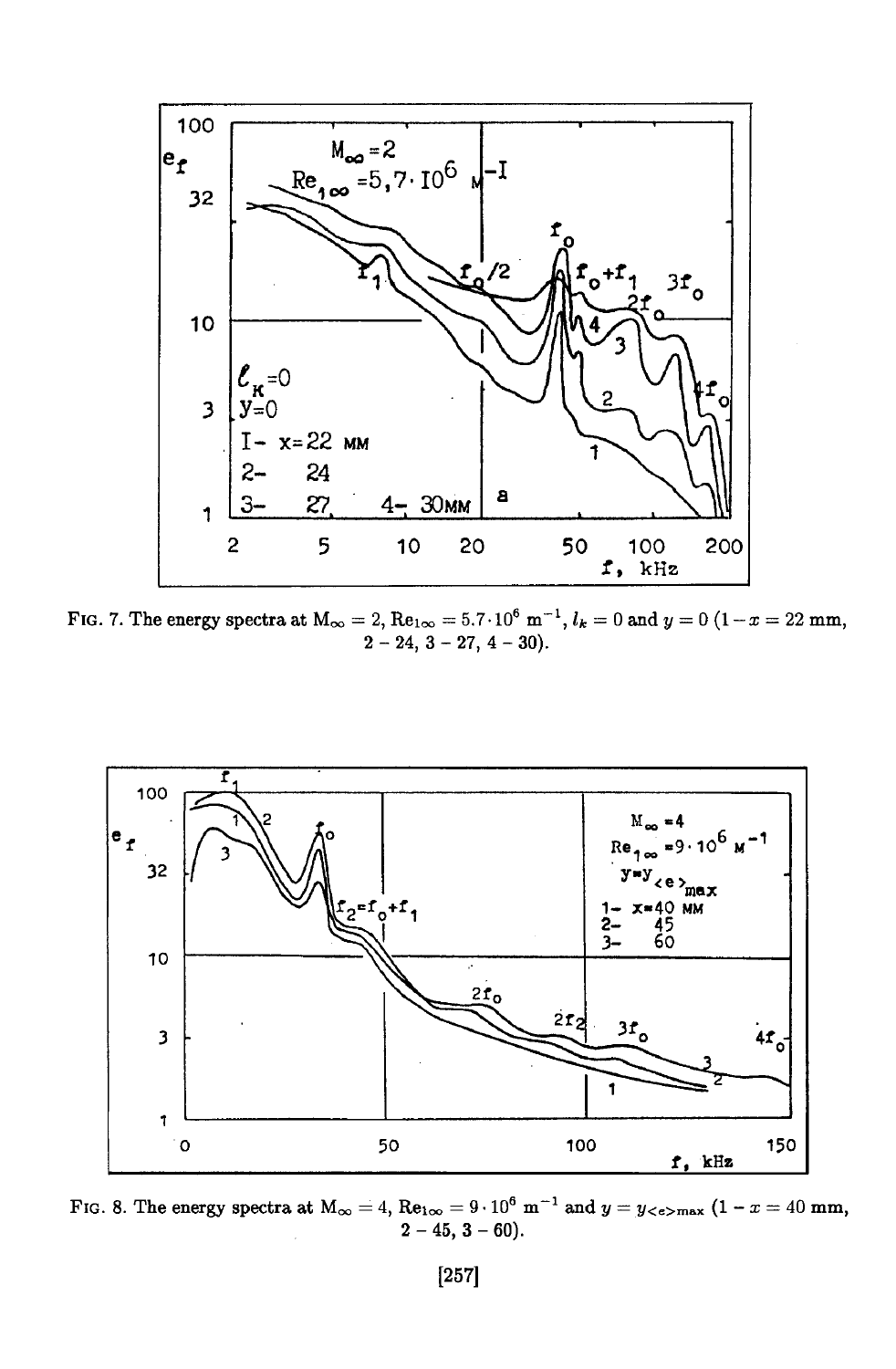FIG. 7. The energy spectra at $M_\infty = 2$, $Re_{1\infty} = 5.7 \cdot 10^6$ m$^{-1}$, $l_k = 0$ and $y = 0$ ($1 - x = 22$ mm, $2 - 24$, $3 - 27$, $4 - 30$).

FIG. 8. The energy spectra at $M_\infty = 4$, $Re_{1\infty} = 9 \cdot 10^6$ m$^{-1}$ and $y = y_{<e>max}$ ($1 - x = 40$ mm, $2 - 45$, $3 - 60$).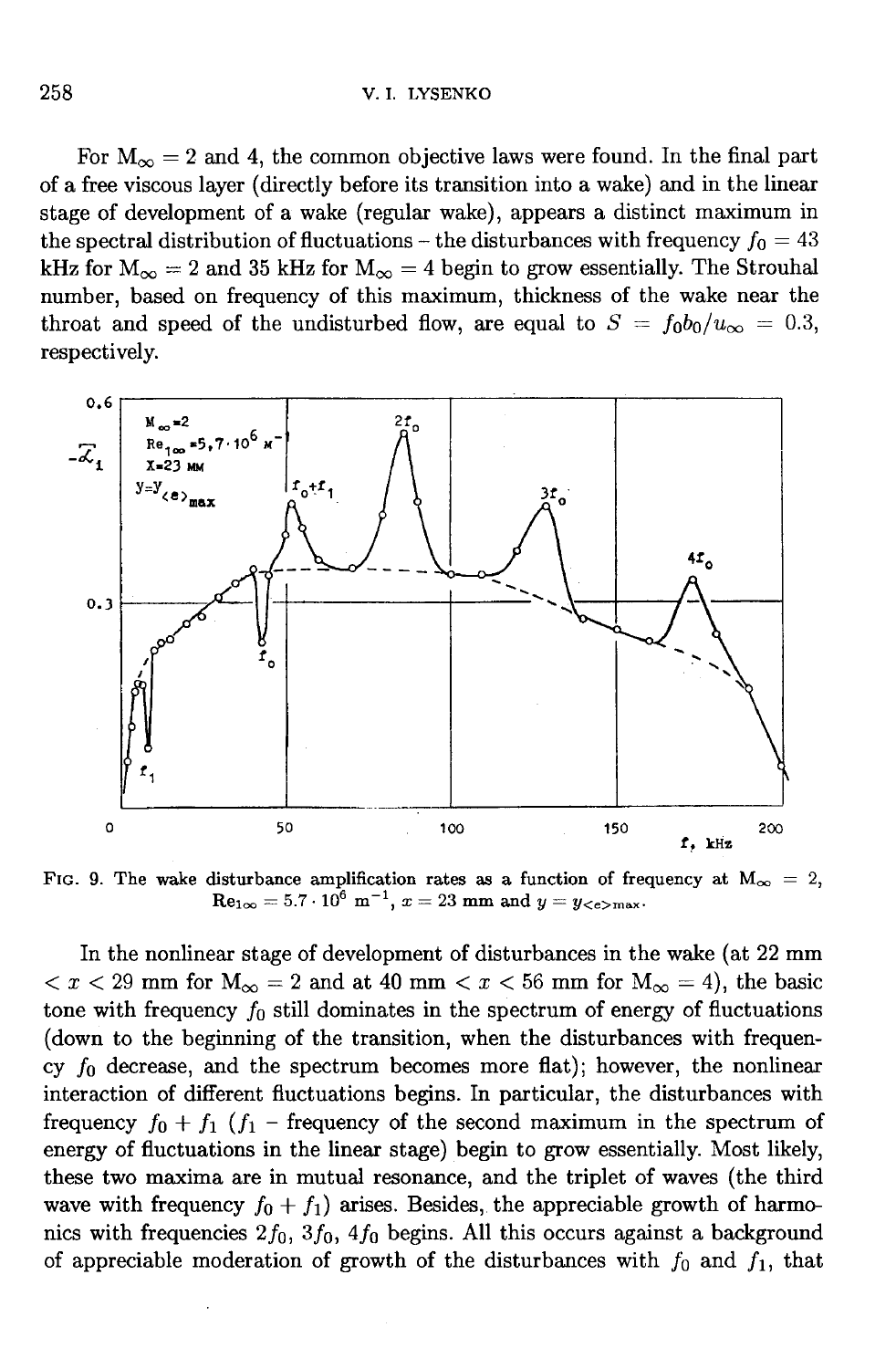For $M_\infty = 2$ and 4, the common objective laws were found. In the final part of a free viscous layer (directly before its transition into a wake) and in the linear stage of development of a wake (regular wake), appears a distinct maximum in the spectral distribution of fluctuations – the disturbances with frequency $f_0 = 43$ kHz for $M_\infty = 2$ and 35 kHz for $M_\infty = 4$ begin to grow essentially. The Strouhal number, based on frequency of this maximum, thickness of the wake near the throat and speed of the undisturbed flow, are equal to $S = f_0 b_0 / u_\infty = 0.3$, respectively.

FIG. 9. The wake disturbance amplification rates as a function of frequency at $M_\infty = 2$, $Re_{1\infty} = 5.7 \cdot 10^6$ m$^{-1}$, $x = 23$ mm and $y = y_{<e>\max}$.

In the nonlinear stage of development of disturbances in the wake (at 22 mm $< x <$ 29 mm for $M_\infty = 2$ and at 40 mm $< x <$ 56 mm for $M_\infty = 4$), the basic tone with frequency $f_0$ still dominates in the spectrum of energy of fluctuations (down to the beginning of the transition, when the disturbances with frequency $f_0$ decrease, and the spectrum becomes more flat); however, the nonlinear interaction of different fluctuations begins. In particular, the disturbances with frequency $f_0 + f_1$ ($f_1$ – frequency of the second maximum in the spectrum of energy of fluctuations in the linear stage) begin to grow essentially. Most likely, these two maxima are in mutual resonance, and the triplet of waves (the third wave with frequency $f_0 + f_1$) arises. Besides, the appreciable growth of harmonics with frequencies $2f_0$, $3f_0$, $4f_0$ begins. All this occurs against a background of appreciable moderation of growth of the disturbances with $f_0$ and $f_1$, that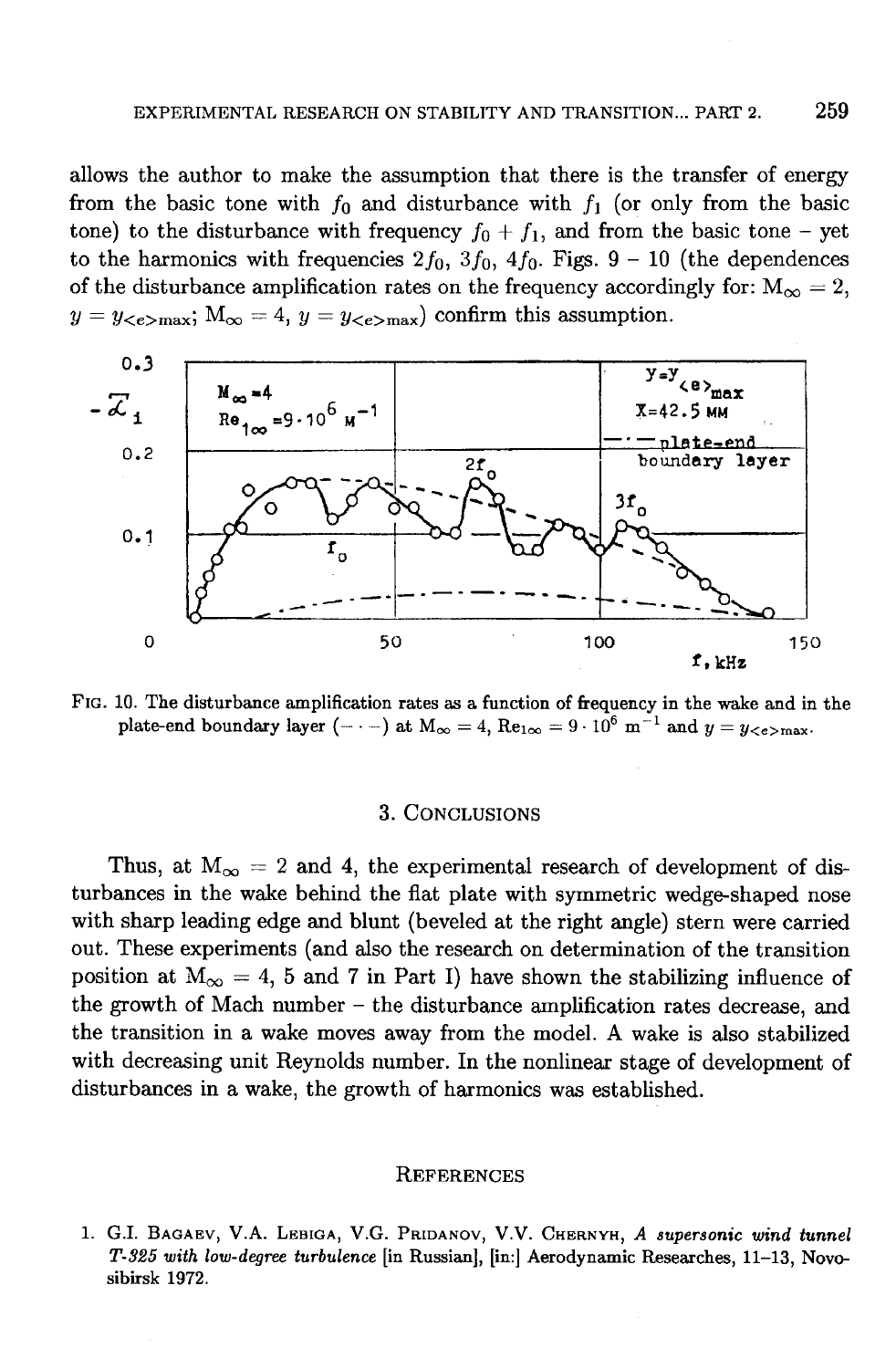allows the author to make the assumption that there is the transfer of energy from the basic tone with $f_0$ and disturbance with $f_1$ (or only from the basic tone) to the disturbance with frequency $f_0 + f_1$, and from the basic tone – yet to the harmonics with frequencies $2f_0$, $3f_0$, $4f_0$. Figs. 9 – 10 (the dependences of the disturbance amplification rates on the frequency accordingly for: $M_\infty = 2$, $y = y_{<e>\max}$; $M_\infty = 4$, $y = y_{<e>\max}$) confirm this assumption.

FIG. 10. The disturbance amplification rates as a function of frequency in the wake and in the plate-end boundary layer (– · –) at $M_\infty = 4$, $Re_{1\infty} = 9 \cdot 10^6\ m^{-1}$ and $y = y_{<e>\max}$.

## 3. Conclusions

Thus, at $M_\infty = 2$ and 4, the experimental research of development of disturbances in the wake behind the flat plate with symmetric wedge-shaped nose with sharp leading edge and blunt (beveled at the right angle) stern were carried out. These experiments (and also the research on determination of the transition position at $M_\infty = 4$, 5 and 7 in Part I) have shown the stabilizing influence of the growth of Mach number – the disturbance amplification rates decrease, and the transition in a wake moves away from the model. A wake is also stabilized with decreasing unit Reynolds number. In the nonlinear stage of development of disturbances in a wake, the growth of harmonics was established.

## References

1. G.I. Bagaev, V.A. Lebiga, V.G. Pridanov, V.V. Chernyh, *A supersonic wind tunnel T-325 with low-degree turbulence* [in Russian], [in:] Aerodynamic Researches, 11–13, Novosibirsk 1972.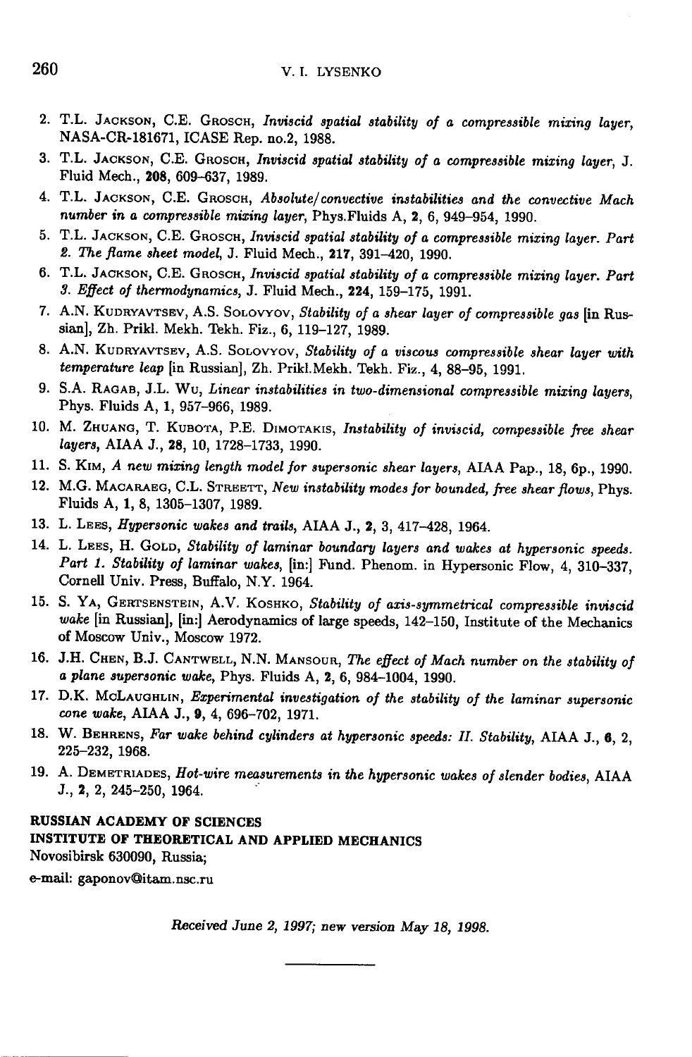2. T.L. JACKSON, C.E. GROSCH, *Inviscid spatial stability of a compressible mixing layer*, NASA-CR-181671, ICASE Rep. no.2, 1988.
3. T.L. JACKSON, C.E. GROSCH, *Inviscid spatial stability of a compressible mixing layer*, J. Fluid Mech., **208**, 609–637, 1989.
4. T.L. JACKSON, C.E. GROSCH, *Absolute/convective instabilities and the convective Mach number in a compressible mixing layer*, Phys.Fluids A, **2**, 6, 949–954, 1990.
5. T.L. JACKSON, C.E. GROSCH, *Inviscid spatial stability of a compressible mixing layer. Part 2. The flame sheet model*, J. Fluid Mech., **217**, 391–420, 1990.
6. T.L. JACKSON, C.E. GROSCH, *Inviscid spatial stability of a compressible mixing layer. Part 3. Effect of thermodynamics*, J. Fluid Mech., **224**, 159–175, 1991.
7. A.N. KUDRYAVTSEV, A.S. SOLOVYOV, *Stability of a shear layer of compressible gas* [in Russian], Zh. Prikl. Mekh. Tekh. Fiz., 6, 119–127, 1989.
8. A.N. KUDRYAVTSEV, A.S. SOLOVYOV, *Stability of a viscous compressible shear layer with temperature leap* [in Russian], Zh. Prikl.Mekh. Tekh. Fiz., 4, 88–95, 1991.
9. S.A. RAGAB, J.L. WU, *Linear instabilities in two-dimensional compressible mixing layers*, Phys. Fluids A, **1**, 957–966, 1989.
10. M. ZHUANG, T. KUBOTA, P.E. DIMOTAKIS, *Instability of inviscid, compessible free shear layers*, AIAA J., **28**, 10, 1728–1733, 1990.
11. S. KIM, *A new mixing length model for supersonic shear layers*, AIAA Pap., 18, 6p., 1990.
12. M.G. MACARAEG, C.L. STREETT, *New instability modes for bounded, free shear flows*, Phys. Fluids A, **1**, 8, 1305–1307, 1989.
13. L. LEES, *Hypersonic wakes and trails*, AIAA J., **2**, 3, 417–428, 1964.
14. L. LEES, H. GOLD, *Stability of laminar boundary layers and wakes at hypersonic speeds. Part 1. Stability of laminar wakes*, [in:] Fund. Phenom. in Hypersonic Flow, 4, 310–337, Cornell Univ. Press, Buffalo, N.Y. 1964.
15. S. YA, GERTSENSTEIN, A.V. KOSHKO, *Stability of axis-symmetrical compressible inviscid wake* [in Russian], [in:] Aerodynamics of large speeds, 142–150, Institute of the Mechanics of Moscow Univ., Moscow 1972.
16. J.H. CHEN, B.J. CANTWELL, N.N. MANSOUR, *The effect of Mach number on the stability of a plane supersonic wake*, Phys. Fluids A, **2**, 6, 984–1004, 1990.
17. D.K. MCLAUGHLIN, *Experimental investigation of the stability of the laminar supersonic cone wake*, AIAA J., **9**, 4, 696–702, 1971.
18. W. BEHRENS, *Far wake behind cylinders at hypersonic speeds: II. Stability*, AIAA J., **6**, 2, 225–232, 1968.
19. A. DEMETRIADES, *Hot-wire measurements in the hypersonic wakes of slender bodies*, AIAA J., **2**, 2, 245–250, 1964.

**RUSSIAN ACADEMY OF SCIENCES**
**INSTITUTE OF THEORETICAL AND APPLIED MECHANICS**
Novosibirsk 630090, Russia;
e-mail: gaponov@itam.nsc.ru

*Received June 2, 1997; new version May 18, 1998.*